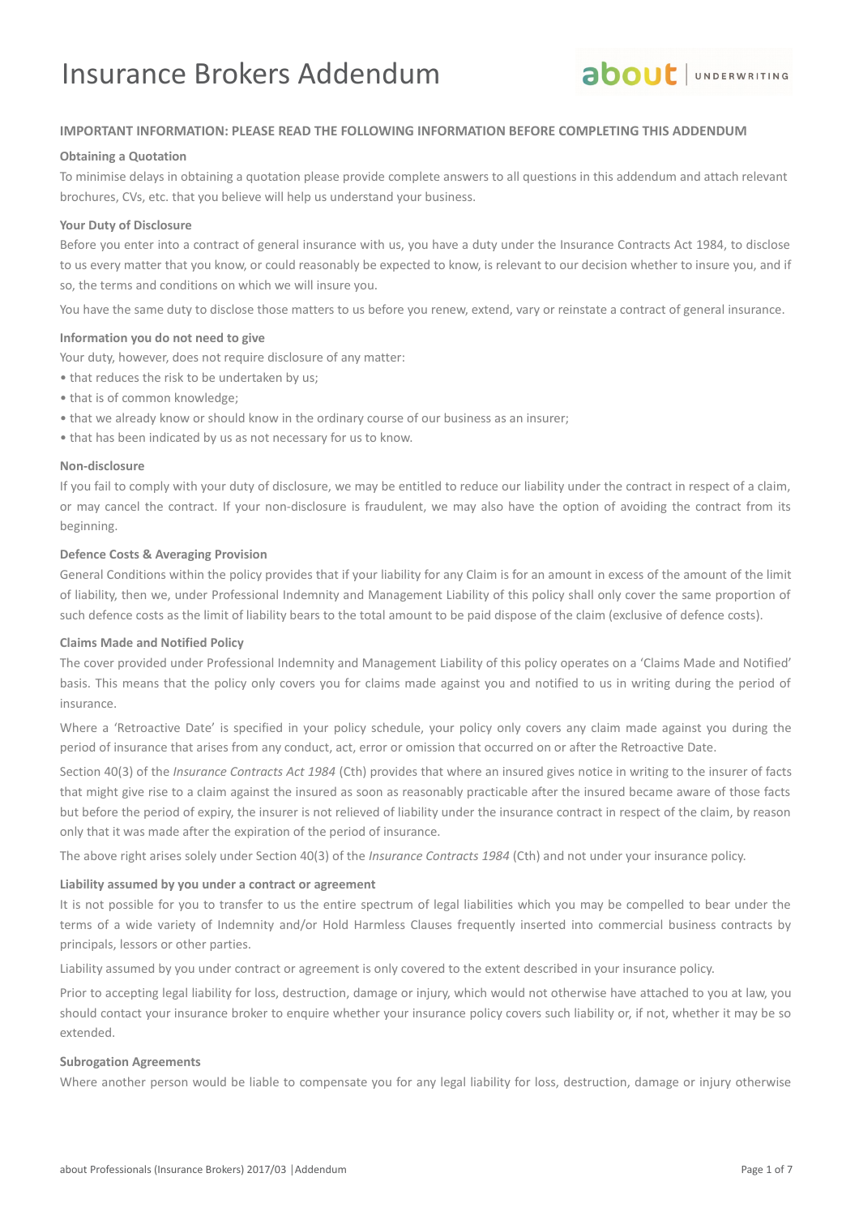# Insurance Brokers Addendum

about | UNDERWRITING

**IMPORTANT INFORMATION: PLEASE READ THE FOLLOWING INFORMATION BEFORE COMPLETING THIS ADDENDUM**

**Obtaining a Quotation**

To minimise delays in obtaining a quotation please provide complete answers to all questions in this addendum and attach relevant brochures, CVs, etc. that you believe will help us understand your business.

**Your Duty of Disclosure**

Before you enter into a contract of general insurance with us, you have a duty under the Insurance Contracts Act 1984, to disclose to us every matter that you know, or could reasonably be expected to know, is relevant to our decision whether to insure you, and if so, the terms and conditions on which we will insure you.

You have the same duty to disclose those matters to us before you renew, extend, vary or reinstate a contract of general insurance.

**Information you do not need to give**

Your duty, however, does not require disclosure of any matter:

- that reduces the risk to be undertaken by us;
- that is of common knowledge;
- that we already know or should know in the ordinary course of our business as an insurer;
- that has been indicated by us as not necessary for us to know.

**Non-disclosure**

If you fail to comply with your duty of disclosure, we may be entitled to reduce our liability under the contract in respect of a claim, or may cancel the contract. If your non-disclosure is fraudulent, we may also have the option of avoiding the contract from its beginning.

**Defence Costs & Averaging Provision**

General Conditions within the policy provides that if your liability for any Claim is for an amount in excess of the amount of the limit of liability, then we, under Professional Indemnity and Management Liability of this policy shall only cover the same proportion of such defence costs as the limit of liability bears to the total amount to be paid dispose of the claim (exclusive of defence costs).

**Claims Made and Notified Policy**

The cover provided under Professional Indemnity and Management Liability of this policy operates on a 'Claims Made and Notified' basis. This means that the policy only covers you for claims made against you and notified to us in writing during the period of insurance.

Where a 'Retroactive Date' is specified in your policy schedule, your policy only covers any claim made against you during the period of insurance that arises from any conduct, act, error or omission that occurred on or after the Retroactive Date.

Section 40(3) of the *Insurance Contracts Act 1984* (Cth) provides that where an insured gives notice in writing to the insurer of facts that might give rise to a claim against the insured as soon as reasonably practicable after the insured became aware of those facts but before the period of expiry, the insurer is not relieved of liability under the insurance contract in respect of the claim, by reason only that it was made after the expiration of the period of insurance.

The above right arises solely under Section 40(3) of the *Insurance Contracts 1984* (Cth) and not under your insurance policy.

**Liability assumed by you under a contract or agreement**

It is not possible for you to transfer to us the entire spectrum of legal liabilities which you may be compelled to bear under the terms of a wide variety of Indemnity and/or Hold Harmless Clauses frequently inserted into commercial business contracts by principals, lessors or other parties.

Liability assumed by you under contract or agreement is only covered to the extent described in your insurance policy.

Prior to accepting legal liability for loss, destruction, damage or injury, which would not otherwise have attached to you at law, you should contact your insurance broker to enquire whether your insurance policy covers such liability or, if not, whether it may be so extended.

**Subrogation Agreements**

Where another person would be liable to compensate you for any legal liability for loss, destruction, damage or injury otherwise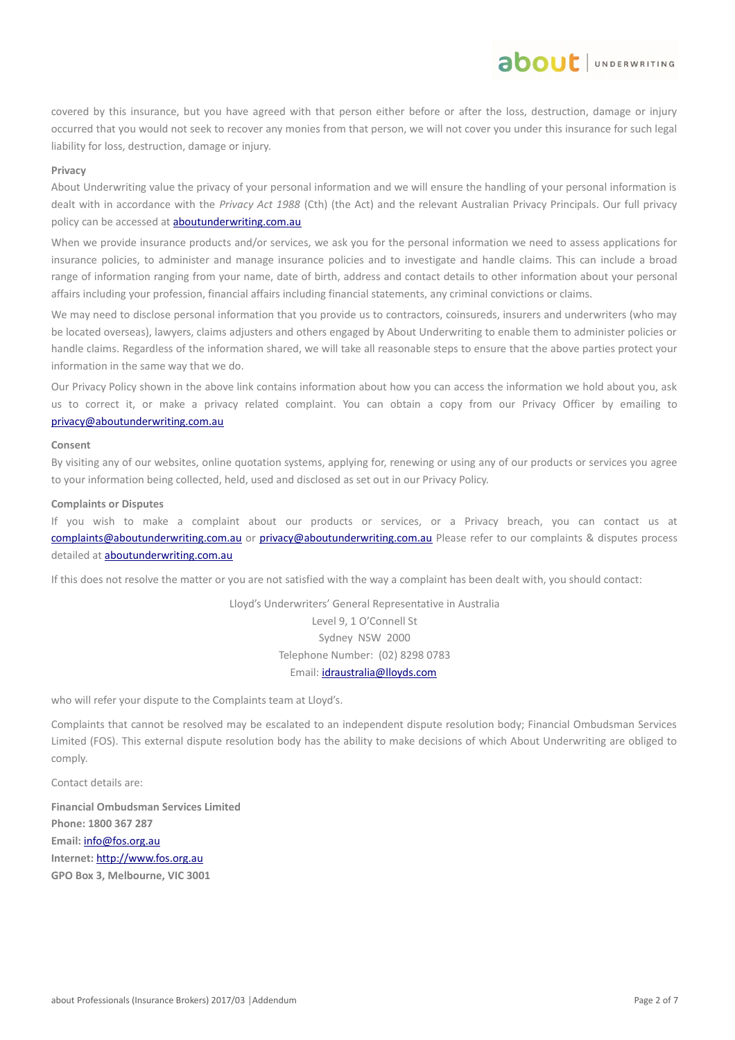covered by this insurance, but you have agreed with that person either before or after the loss, destruction, damage or injury occurred that you would not seek to recover any monies from that person, we will not cover you under this insurance for such legal liability for loss, destruction, damage or injury.

**Privacy**

About Underwriting value the privacy of your personal information and we will ensure the handling of your personal information is dealt with in accordance with the *Privacy Act 1988* (Cth) (the Act) and the relevant Australian Privacy Principals. Our full privacy policy can be accessed at aboutunderwriting.com.au

When we provide insurance products and/or services, we ask you for the personal information we need to assess applications for insurance policies, to administer and manage insurance policies and to investigate and handle claims. This can include a broad range of information ranging from your name, date of birth, address and contact details to other information about your personal affairs including your profession, financial affairs including financial statements, any criminal convictions or claims.

We may need to disclose personal information that you provide us to contractors, coinsureds, insurers and underwriters (who may be located overseas), lawyers, claims adjusters and others engaged by About Underwriting to enable them to administer policies or handle claims. Regardless of the information shared, we will take all reasonable steps to ensure that the above parties protect your information in the same way that we do.

Our Privacy Policy shown in the above link contains information about how you can access the information we hold about you, ask us to correct it, or make a privacy related complaint. You can obtain a copy from our Privacy Officer by emailing to privacy@aboutunderwriting.com.au

**Consent**

By visiting any of our websites, online quotation systems, applying for, renewing or using any of our products or services you agree to your information being collected, held, used and disclosed as set out in our Privacy Policy.

**Complaints or Disputes**

If you wish to make a complaint about our products or services, or a Privacy breach, you can contact us at complaints@aboutunderwriting.com.au or privacy@aboutunderwriting.com.au Please refer to our complaints & disputes process detailed at aboutunderwriting.com.au

If this does not resolve the matter or you are not satisfied with the way a complaint has been dealt with, you should contact:

Lloyd's Underwriters' General Representative in Australia
Level 9, 1 O'Connell St
Sydney NSW 2000
Telephone Number: (02) 8298 0783
Email: idraustralia@lloyds.com

who will refer your dispute to the Complaints team at Lloyd's.

Complaints that cannot be resolved may be escalated to an independent dispute resolution body; Financial Ombudsman Services Limited (FOS). This external dispute resolution body has the ability to make decisions of which About Underwriting are obliged to comply.

Contact details are:

**Financial Ombudsman Services Limited**
**Phone: 1800 367 287**
**Email:** info@fos.org.au
**Internet:** http://www.fos.org.au
**GPO Box 3, Melbourne, VIC 3001**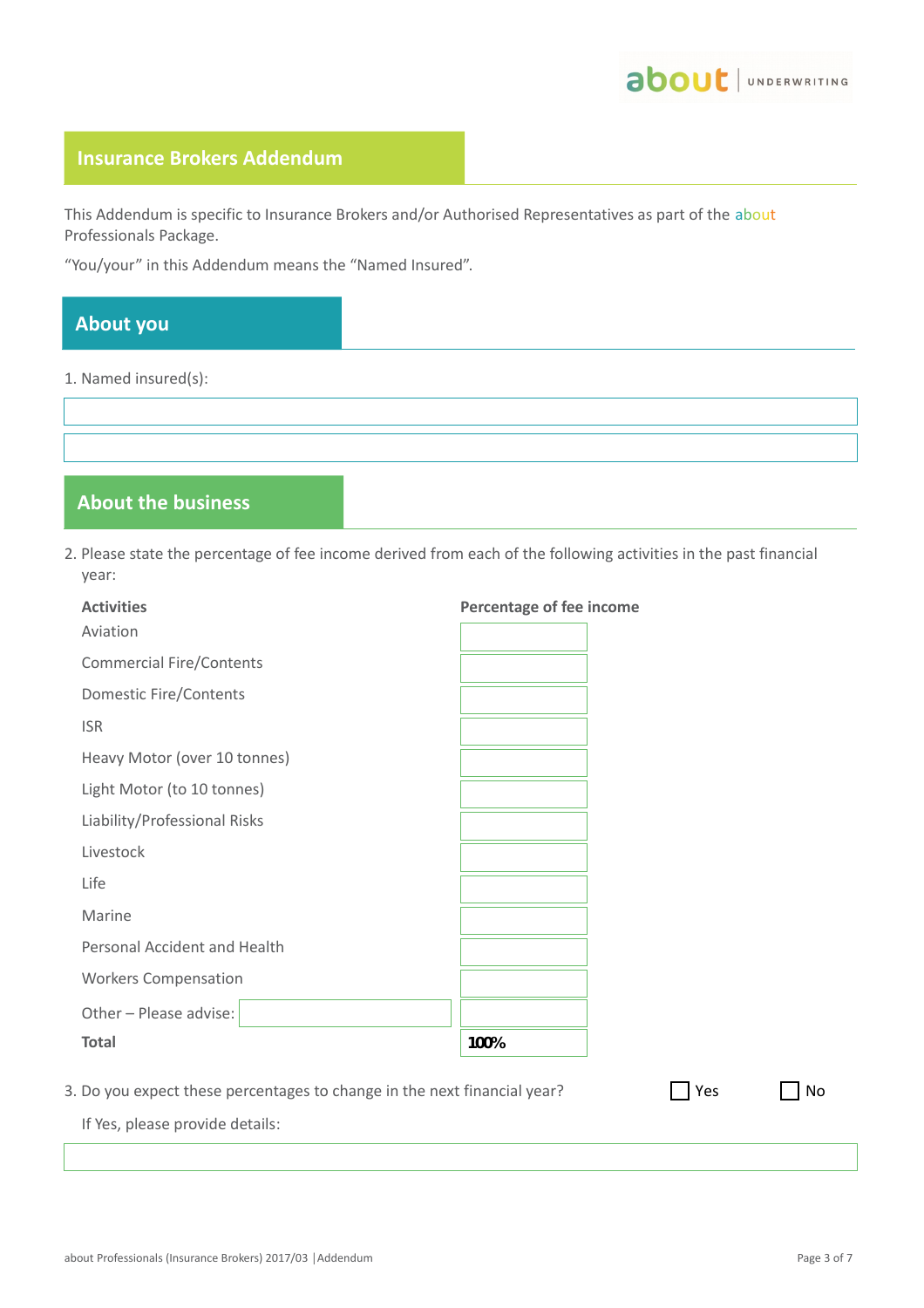## Insurance Brokers Addendum

This Addendum is specific to Insurance Brokers and/or Authorised Representatives as part of the about Professionals Package.

"You/your" in this Addendum means the "Named Insured".

## About you

1. Named insured(s):

______________________________

______________________________

## About the business

2. Please state the percentage of fee income derived from each of the following activities in the past financial year:

| Activities | Percentage of fee income |
| --- | --- |
| Aviation | |
| Commercial Fire/Contents | |
| Domestic Fire/Contents | |
| ISR | |
| Heavy Motor (over 10 tonnes) | |
| Light Motor (to 10 tonnes) | |
| Liability/Professional Risks | |
| Livestock | |
| Life | |
| Marine | |
| Personal Accident and Health | |
| Workers Compensation | |
| Other – Please advise: | |
| **Total** | 100% |

3. Do you expect these percentages to change in the next financial year? ☐ Yes ☐ No

   If Yes, please provide details:

______________________________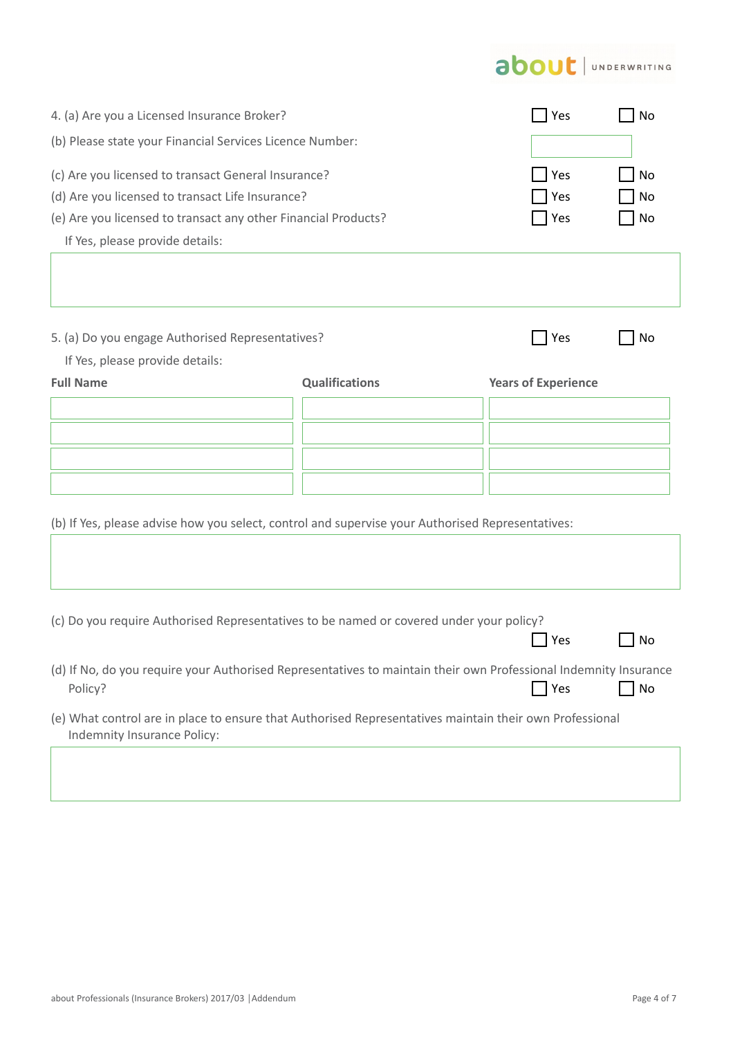4. (a) Are you a Licensed Insurance Broker? ☐ Yes ☐ No

(b) Please state your Financial Services Licence Number: ______________

(c) Are you licensed to transact General Insurance? ☐ Yes ☐ No

(d) Are you licensed to transact Life Insurance? ☐ Yes ☐ No

(e) Are you licensed to transact any other Financial Products? ☐ Yes ☐ No

If Yes, please provide details:

&nbsp;

5. (a) Do you engage Authorised Representatives? ☐ Yes ☐ No

If Yes, please provide details:

| Full Name | Qualifications | Years of Experience |
|---|---|---|
| | | |
| | | |
| | | |
| | | |

(b) If Yes, please advise how you select, control and supervise your Authorised Representatives:

&nbsp;

(c) Do you require Authorised Representatives to be named or covered under your policy? ☐ Yes ☐ No

(d) If No, do you require your Authorised Representatives to maintain their own Professional Indemnity Insurance Policy? ☐ Yes ☐ No

(e) What control are in place to ensure that Authorised Representatives maintain their own Professional Indemnity Insurance Policy: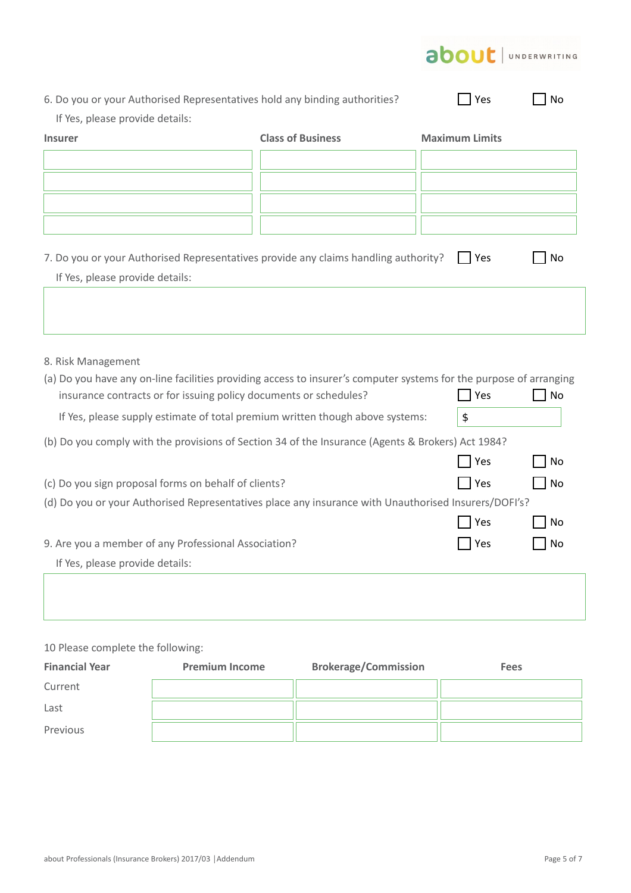6. Do you or your Authorised Representatives hold any binding authorities? ☐ Yes ☐ No

If Yes, please provide details:

| Insurer | Class of Business | Maximum Limits |
| --- | --- | --- |
| | | |
| | | |
| | | |
| | | |

7. Do you or your Authorised Representatives provide any claims handling authority? ☐ Yes ☐ No

If Yes, please provide details:

8. Risk Management

(a) Do you have any on-line facilities providing access to insurer's computer systems for the purpose of arranging insurance contracts or for issuing policy documents or schedules? ☐ Yes ☐ No

If Yes, please supply estimate of total premium written though above systems: $

(b) Do you comply with the provisions of Section 34 of the Insurance (Agents & Brokers) Act 1984? ☐ Yes ☐ No

(c) Do you sign proposal forms on behalf of clients? ☐ Yes ☐ No

(d) Do you or your Authorised Representatives place any insurance with Unauthorised Insurers/DOFI's? ☐ Yes ☐ No

9. Are you a member of any Professional Association? ☐ Yes ☐ No

If Yes, please provide details:

10 Please complete the following:

| Financial Year | Premium Income | Brokerage/Commission | Fees |
| --- | --- | --- | --- |
| Current | | | |
| Last | | | |
| Previous | | | |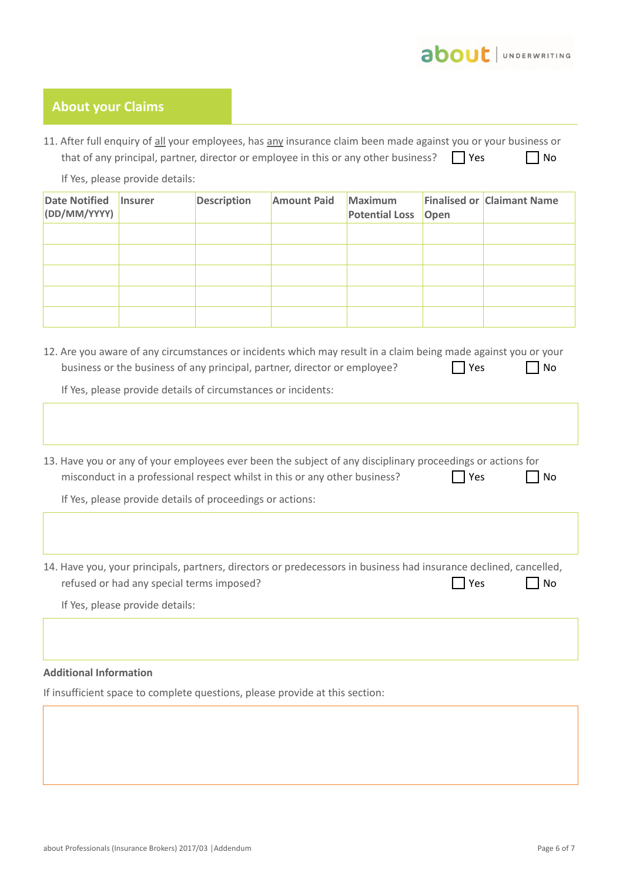## About your Claims

11. After full enquiry of <u>all</u> your employees, has <u>any</u> insurance claim been made against you or your business or that of any principal, partner, director or employee in this or any other business? ☐ Yes ☐ No

If Yes, please provide details:

| Date Notified (DD/MM/YYYY) | Insurer | Description | Amount Paid | Maximum Potential Loss | Finalised or Open | Claimant Name |
|---|---|---|---|---|---|---|
| | | | | | | |
| | | | | | | |
| | | | | | | |
| | | | | | | |
| | | | | | | |

12. Are you aware of any circumstances or incidents which may result in a claim being made against you or your business or the business of any principal, partner, director or employee? ☐ Yes ☐ No

If Yes, please provide details of circumstances or incidents:

13. Have you or any of your employees ever been the subject of any disciplinary proceedings or actions for misconduct in a professional respect whilst in this or any other business? ☐ Yes ☐ No

If Yes, please provide details of proceedings or actions:

14. Have you, your principals, partners, directors or predecessors in business had insurance declined, cancelled, refused or had any special terms imposed? ☐ Yes ☐ No

If Yes, please provide details:

**Additional Information**

If insufficient space to complete questions, please provide at this section: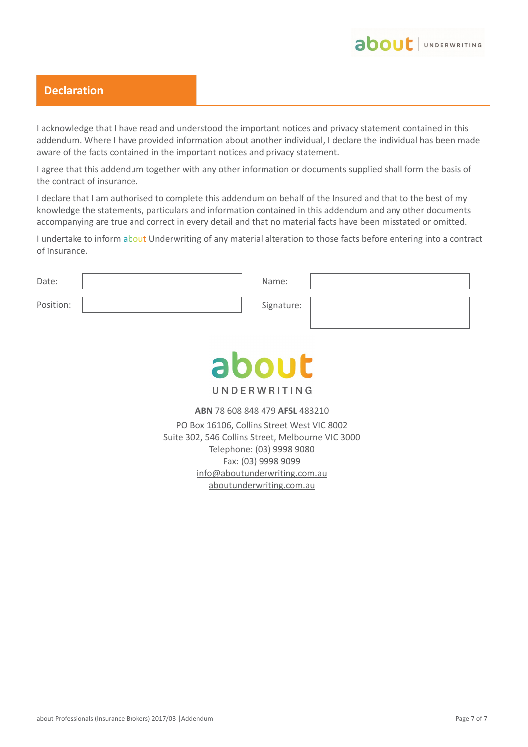## Declaration

I acknowledge that I have read and understood the important notices and privacy statement contained in this addendum. Where I have provided information about another individual, I declare the individual has been made aware of the facts contained in the important notices and privacy statement.

I agree that this addendum together with any other information or documents supplied shall form the basis of the contract of insurance.

I declare that I am authorised to complete this addendum on behalf of the Insured and that to the best of my knowledge the statements, particulars and information contained in this addendum and any other documents accompanying are true and correct in every detail and that no material facts have been misstated or omitted.

I undertake to inform about Underwriting of any material alteration to those facts before entering into a contract of insurance.

| | | | |
|---|---|---|---|
| Date: | | Name: | |
| Position: | | Signature: | |

about
UNDERWRITING

**ABN** 78 608 848 479 **AFSL** 483210

PO Box 16106, Collins Street West VIC 8002
Suite 302, 546 Collins Street, Melbourne VIC 3000
Telephone: (03) 9998 9080
Fax: (03) 9998 9099
info@aboutunderwriting.com.au
aboutunderwriting.com.au